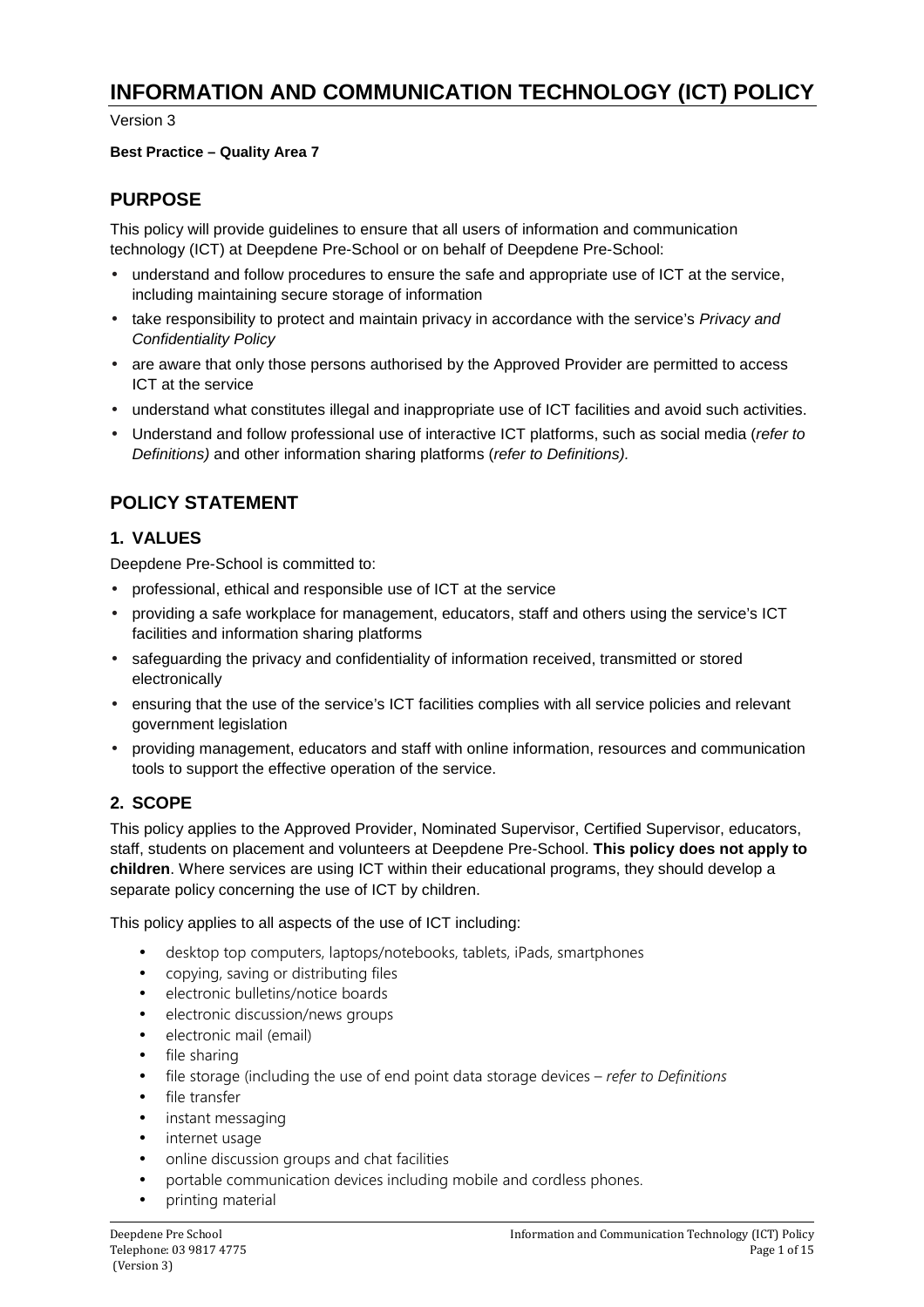# INFORMATION AND COMMUNICATION TECHNOLOGY (ICT) POLICY

Version 3

**Best Practice – Quality Area 7**

## PURPOSE

This policy will provide guidelines to ensure that all users of information and communication technology (ICT) at Deepdene Pre-School or on behalf of Deepdene Pre-School:

- understand and follow procedures to ensure the safe and appropriate use of ICT at the service, including maintaining secure storage of information
- take responsibility to protect and maintain privacy in accordance with the service's *Privacy and Confidentiality Policy*
- are aware that only those persons authorised by the Approved Provider are permitted to access ICT at the service
- understand what constitutes illegal and inappropriate use of ICT facilities and avoid such activities.
- Understand and follow professional use of interactive ICT platforms, such as social media (*refer to Definitions)* and other information sharing platforms (*refer to Definitions).*

## POLICY STATEMENT

### 1. VALUES

Deepdene Pre-School is committed to:

- professional, ethical and responsible use of ICT at the service
- providing a safe workplace for management, educators, staff and others using the service's ICT facilities and information sharing platforms
- safeguarding the privacy and confidentiality of information received, transmitted or stored electronically
- ensuring that the use of the service's ICT facilities complies with all service policies and relevant government legislation
- providing management, educators and staff with online information, resources and communication tools to support the effective operation of the service.

### 2. SCOPE

This policy applies to the Approved Provider, Nominated Supervisor, Certified Supervisor, educators, staff, students on placement and volunteers at Deepdene Pre-School. **This policy does not apply to children**. Where services are using ICT within their educational programs, they should develop a separate policy concerning the use of ICT by children.

This policy applies to all aspects of the use of ICT including:

- desktop top computers, laptops/notebooks, tablets, iPads, smartphones
- copying, saving or distributing files
- electronic bulletins/notice boards
- electronic discussion/news groups
- electronic mail (email)
- file sharing
- file storage (including the use of end point data storage devices – *refer to Definitions*
- file transfer
- instant messaging
- internet usage
- online discussion groups and chat facilities
- portable communication devices including mobile and cordless phones.
- printing material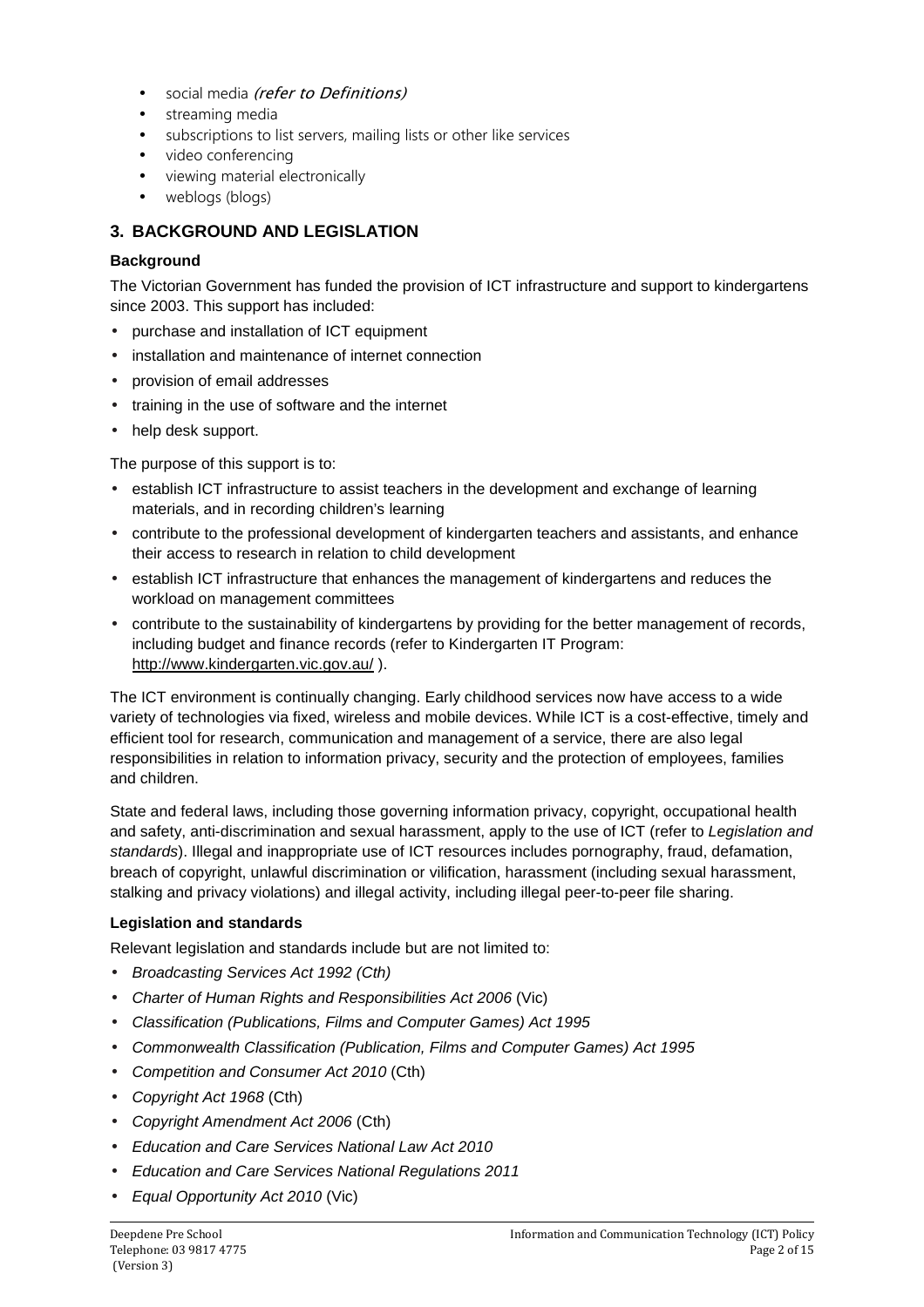- social media *(refer to Definitions)*
- streaming media
- subscriptions to list servers, mailing lists or other like services
- video conferencing
- viewing material electronically
- weblogs (blogs)

## 3. BACKGROUND AND LEGISLATION

### Background

The Victorian Government has funded the provision of ICT infrastructure and support to kindergartens since 2003. This support has included:

- purchase and installation of ICT equipment
- installation and maintenance of internet connection
- provision of email addresses
- training in the use of software and the internet
- help desk support.

The purpose of this support is to:

- establish ICT infrastructure to assist teachers in the development and exchange of learning materials, and in recording children's learning
- contribute to the professional development of kindergarten teachers and assistants, and enhance their access to research in relation to child development
- establish ICT infrastructure that enhances the management of kindergartens and reduces the workload on management committees
- contribute to the sustainability of kindergartens by providing for the better management of records, including budget and finance records (refer to Kindergarten IT Program: http://www.kindergarten.vic.gov.au/ ).

The ICT environment is continually changing. Early childhood services now have access to a wide variety of technologies via fixed, wireless and mobile devices. While ICT is a cost-effective, timely and efficient tool for research, communication and management of a service, there are also legal responsibilities in relation to information privacy, security and the protection of employees, families and children.

State and federal laws, including those governing information privacy, copyright, occupational health and safety, anti-discrimination and sexual harassment, apply to the use of ICT (refer to *Legislation and standards*). Illegal and inappropriate use of ICT resources includes pornography, fraud, defamation, breach of copyright, unlawful discrimination or vilification, harassment (including sexual harassment, stalking and privacy violations) and illegal activity, including illegal peer-to-peer file sharing.

### Legislation and standards

Relevant legislation and standards include but are not limited to:

- *Broadcasting Services Act 1992 (Cth)*
- *Charter of Human Rights and Responsibilities Act 2006* (Vic)
- *Classification (Publications, Films and Computer Games) Act 1995*
- *Commonwealth Classification (Publication, Films and Computer Games) Act 1995*
- *Competition and Consumer Act 2010* (Cth)
- *Copyright Act 1968* (Cth)
- *Copyright Amendment Act 2006* (Cth)
- *Education and Care Services National Law Act 2010*
- *Education and Care Services National Regulations 2011*
- *Equal Opportunity Act 2010* (Vic)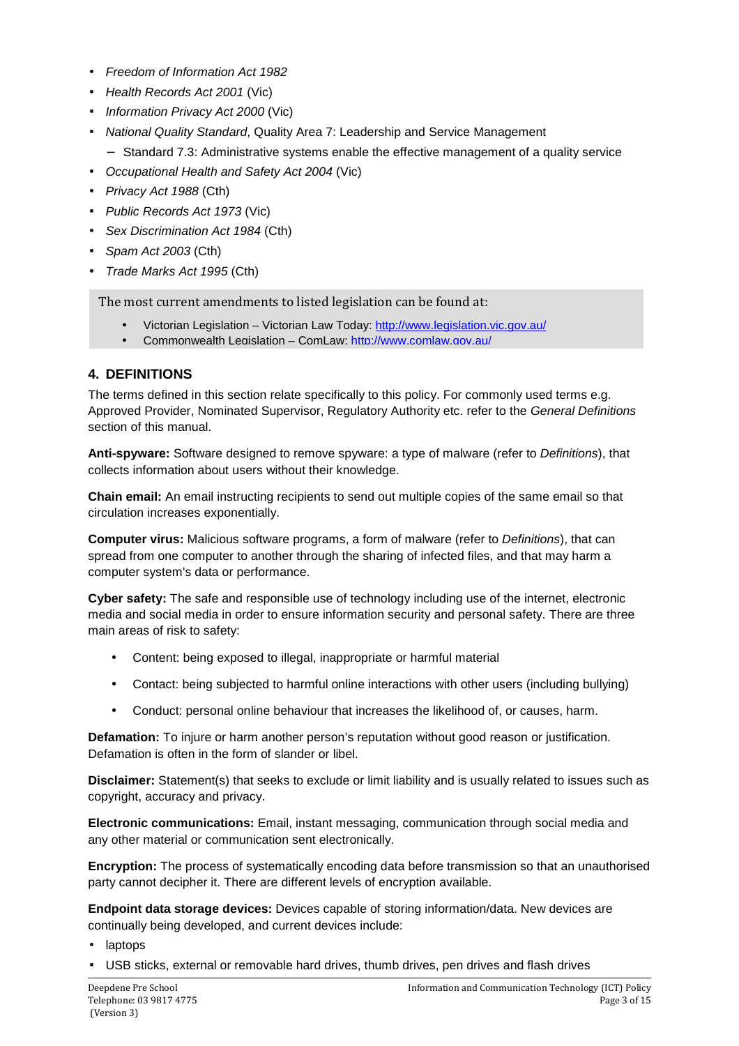- *Freedom of Information Act 1982*
- *Health Records Act 2001* (Vic)
- *Information Privacy Act 2000* (Vic)
- *National Quality Standard*, Quality Area 7: Leadership and Service Management
  - Standard 7.3: Administrative systems enable the effective management of a quality service
- *Occupational Health and Safety Act 2004* (Vic)
- *Privacy Act 1988* (Cth)
- *Public Records Act 1973* (Vic)
- *Sex Discrimination Act 1984* (Cth)
- *Spam Act 2003* (Cth)
- *Trade Marks Act 1995* (Cth)

The most current amendments to listed legislation can be found at:

- Victorian Legislation – Victorian Law Today: http://www.legislation.vic.gov.au/
- Commonwealth Legislation – ComLaw: http://www.comlaw.gov.au/

## 4. DEFINITIONS

The terms defined in this section relate specifically to this policy. For commonly used terms e.g. Approved Provider, Nominated Supervisor, Regulatory Authority etc. refer to the *General Definitions* section of this manual.

**Anti-spyware:** Software designed to remove spyware: a type of malware (refer to *Definitions*), that collects information about users without their knowledge.

**Chain email:** An email instructing recipients to send out multiple copies of the same email so that circulation increases exponentially.

**Computer virus:** Malicious software programs, a form of malware (refer to *Definitions*), that can spread from one computer to another through the sharing of infected files, and that may harm a computer system's data or performance.

**Cyber safety:** The safe and responsible use of technology including use of the internet, electronic media and social media in order to ensure information security and personal safety. There are three main areas of risk to safety:

- Content: being exposed to illegal, inappropriate or harmful material
- Contact: being subjected to harmful online interactions with other users (including bullying)
- Conduct: personal online behaviour that increases the likelihood of, or causes, harm.

**Defamation:** To injure or harm another person's reputation without good reason or justification. Defamation is often in the form of slander or libel.

**Disclaimer:** Statement(s) that seeks to exclude or limit liability and is usually related to issues such as copyright, accuracy and privacy.

**Electronic communications:** Email, instant messaging, communication through social media and any other material or communication sent electronically.

**Encryption:** The process of systematically encoding data before transmission so that an unauthorised party cannot decipher it. There are different levels of encryption available.

**Endpoint data storage devices:** Devices capable of storing information/data. New devices are continually being developed, and current devices include:

- laptops
- USB sticks, external or removable hard drives, thumb drives, pen drives and flash drives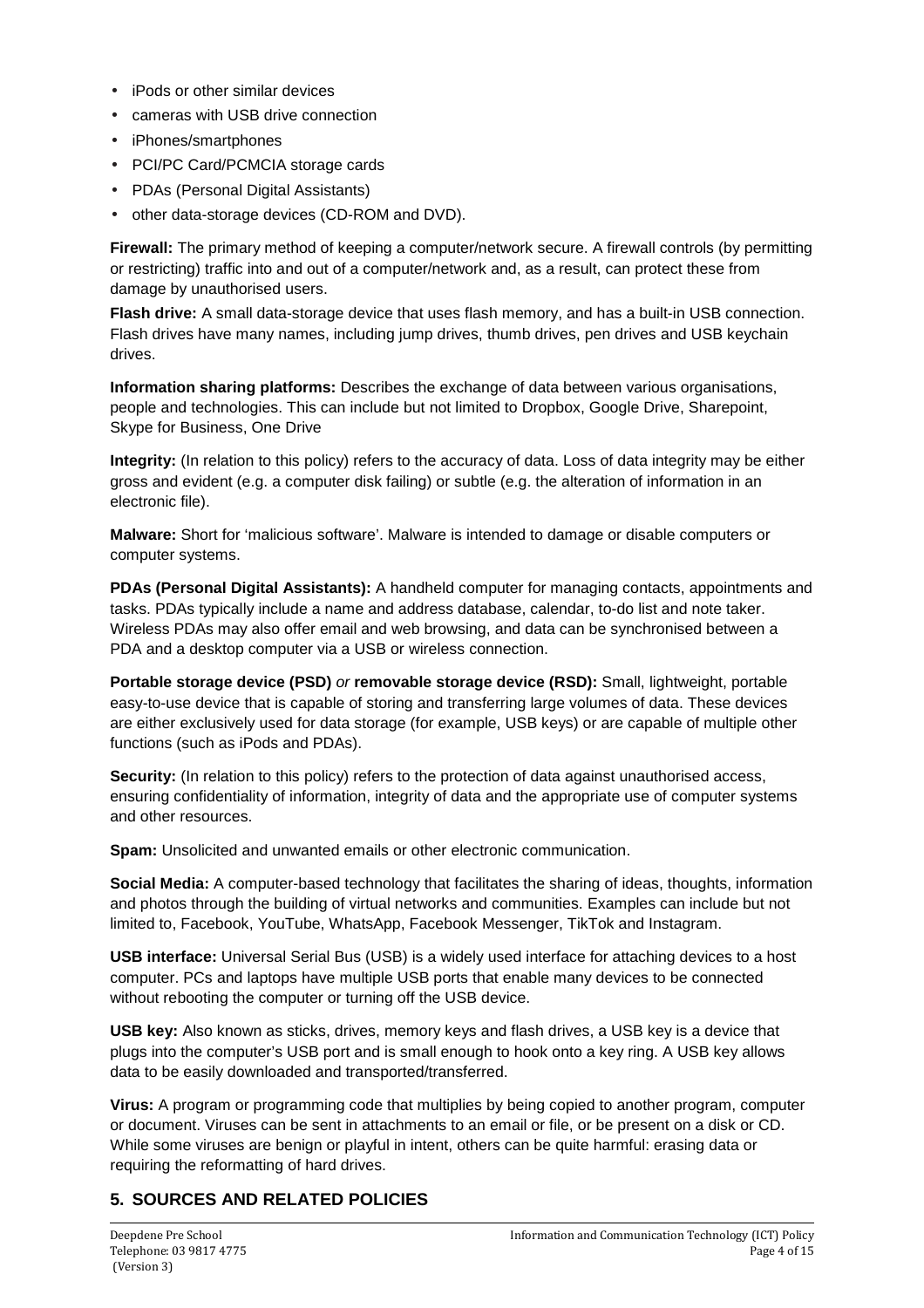- iPods or other similar devices
- cameras with USB drive connection
- iPhones/smartphones
- PCI/PC Card/PCMCIA storage cards
- PDAs (Personal Digital Assistants)
- other data-storage devices (CD-ROM and DVD).

**Firewall:** The primary method of keeping a computer/network secure. A firewall controls (by permitting or restricting) traffic into and out of a computer/network and, as a result, can protect these from damage by unauthorised users.

**Flash drive:** A small data-storage device that uses flash memory, and has a built-in USB connection. Flash drives have many names, including jump drives, thumb drives, pen drives and USB keychain drives.

**Information sharing platforms:** Describes the exchange of data between various organisations, people and technologies. This can include but not limited to Dropbox, Google Drive, Sharepoint, Skype for Business, One Drive

**Integrity:** (In relation to this policy) refers to the accuracy of data. Loss of data integrity may be either gross and evident (e.g. a computer disk failing) or subtle (e.g. the alteration of information in an electronic file).

**Malware:** Short for 'malicious software'. Malware is intended to damage or disable computers or computer systems.

**PDAs (Personal Digital Assistants):** A handheld computer for managing contacts, appointments and tasks. PDAs typically include a name and address database, calendar, to-do list and note taker. Wireless PDAs may also offer email and web browsing, and data can be synchronised between a PDA and a desktop computer via a USB or wireless connection.

**Portable storage device (PSD)** *or* **removable storage device (RSD):** Small, lightweight, portable easy-to-use device that is capable of storing and transferring large volumes of data. These devices are either exclusively used for data storage (for example, USB keys) or are capable of multiple other functions (such as iPods and PDAs).

**Security:** (In relation to this policy) refers to the protection of data against unauthorised access, ensuring confidentiality of information, integrity of data and the appropriate use of computer systems and other resources.

**Spam:** Unsolicited and unwanted emails or other electronic communication.

**Social Media:** A computer-based technology that facilitates the sharing of ideas, thoughts, information and photos through the building of virtual networks and communities. Examples can include but not limited to, Facebook, YouTube, WhatsApp, Facebook Messenger, TikTok and Instagram.

**USB interface:** Universal Serial Bus (USB) is a widely used interface for attaching devices to a host computer. PCs and laptops have multiple USB ports that enable many devices to be connected without rebooting the computer or turning off the USB device.

**USB key:** Also known as sticks, drives, memory keys and flash drives, a USB key is a device that plugs into the computer's USB port and is small enough to hook onto a key ring. A USB key allows data to be easily downloaded and transported/transferred.

**Virus:** A program or programming code that multiplies by being copied to another program, computer or document. Viruses can be sent in attachments to an email or file, or be present on a disk or CD. While some viruses are benign or playful in intent, others can be quite harmful: erasing data or requiring the reformatting of hard drives.

## 5. SOURCES AND RELATED POLICIES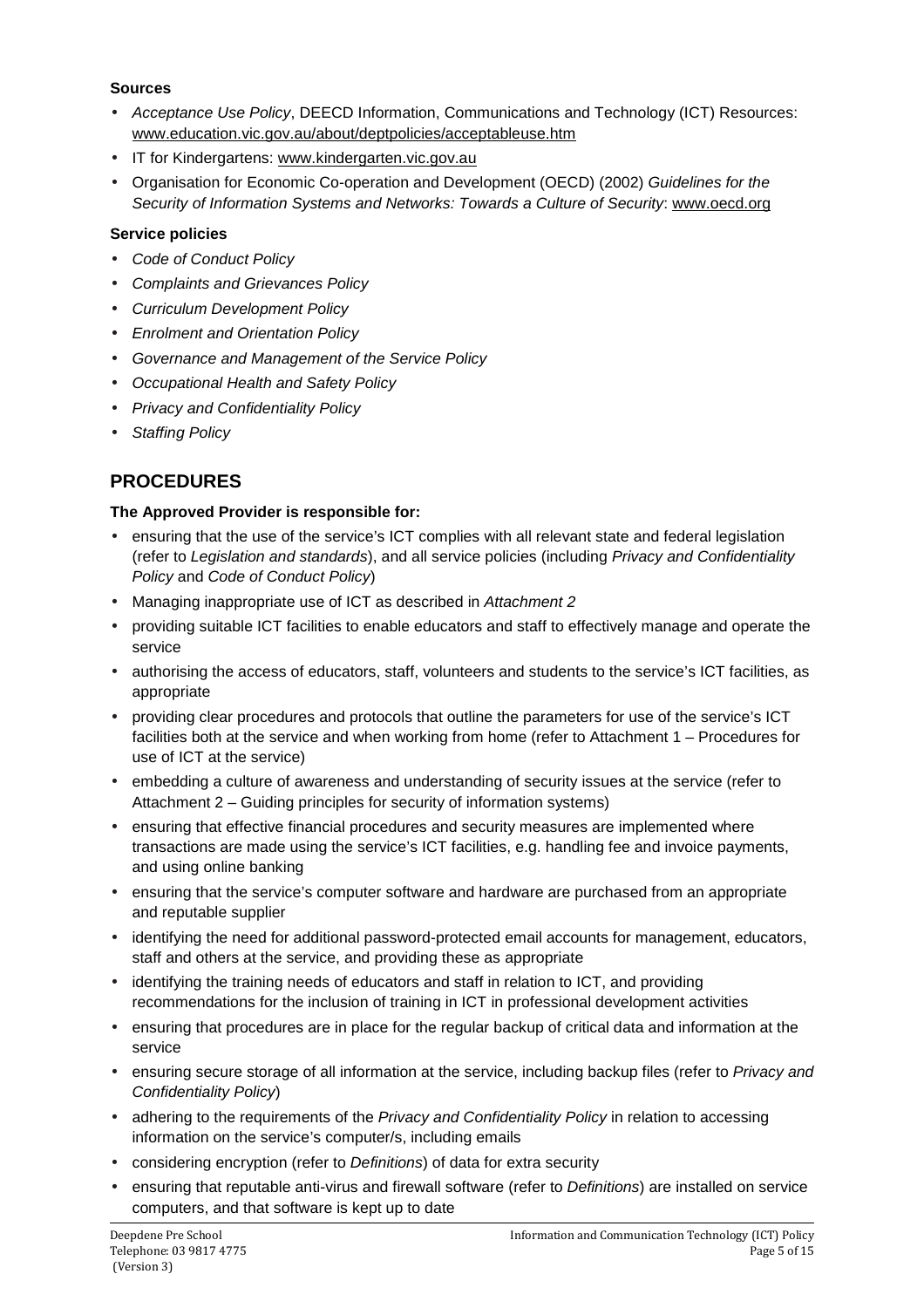**Sources**

- *Acceptance Use Policy*, DEECD Information, Communications and Technology (ICT) Resources: www.education.vic.gov.au/about/deptpolicies/acceptableuse.htm
- IT for Kindergartens: www.kindergarten.vic.gov.au
- Organisation for Economic Co-operation and Development (OECD) (2002) *Guidelines for the Security of Information Systems and Networks: Towards a Culture of Security*: www.oecd.org

**Service policies**

- *Code of Conduct Policy*
- *Complaints and Grievances Policy*
- *Curriculum Development Policy*
- *Enrolment and Orientation Policy*
- *Governance and Management of the Service Policy*
- *Occupational Health and Safety Policy*
- *Privacy and Confidentiality Policy*
- *Staffing Policy*

## PROCEDURES

**The Approved Provider is responsible for:**

- ensuring that the use of the service's ICT complies with all relevant state and federal legislation (refer to *Legislation and standards*), and all service policies (including *Privacy and Confidentiality Policy* and *Code of Conduct Policy*)
- Managing inappropriate use of ICT as described in *Attachment 2*
- providing suitable ICT facilities to enable educators and staff to effectively manage and operate the service
- authorising the access of educators, staff, volunteers and students to the service's ICT facilities, as appropriate
- providing clear procedures and protocols that outline the parameters for use of the service's ICT facilities both at the service and when working from home (refer to Attachment 1 – Procedures for use of ICT at the service)
- embedding a culture of awareness and understanding of security issues at the service (refer to Attachment 2 – Guiding principles for security of information systems)
- ensuring that effective financial procedures and security measures are implemented where transactions are made using the service's ICT facilities, e.g. handling fee and invoice payments, and using online banking
- ensuring that the service's computer software and hardware are purchased from an appropriate and reputable supplier
- identifying the need for additional password-protected email accounts for management, educators, staff and others at the service, and providing these as appropriate
- identifying the training needs of educators and staff in relation to ICT, and providing recommendations for the inclusion of training in ICT in professional development activities
- ensuring that procedures are in place for the regular backup of critical data and information at the service
- ensuring secure storage of all information at the service, including backup files (refer to *Privacy and Confidentiality Policy*)
- adhering to the requirements of the *Privacy and Confidentiality Policy* in relation to accessing information on the service's computer/s, including emails
- considering encryption (refer to *Definitions*) of data for extra security
- ensuring that reputable anti-virus and firewall software (refer to *Definitions*) are installed on service computers, and that software is kept up to date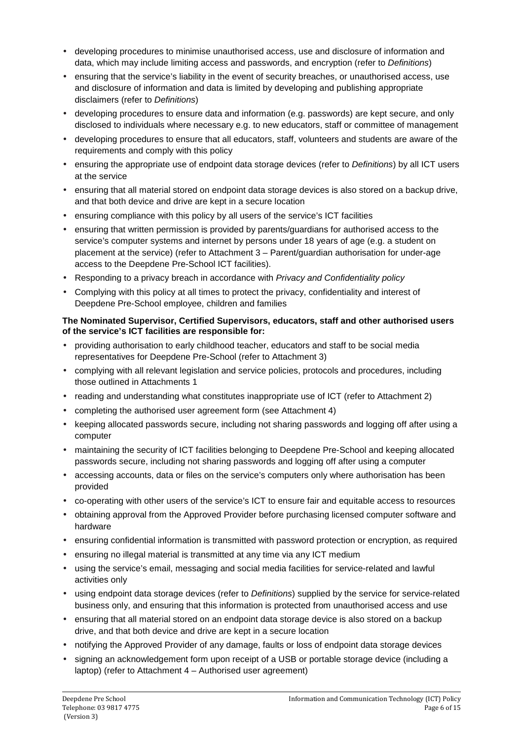- developing procedures to minimise unauthorised access, use and disclosure of information and data, which may include limiting access and passwords, and encryption (refer to *Definitions*)
- ensuring that the service's liability in the event of security breaches, or unauthorised access, use and disclosure of information and data is limited by developing and publishing appropriate disclaimers (refer to *Definitions*)
- developing procedures to ensure data and information (e.g. passwords) are kept secure, and only disclosed to individuals where necessary e.g. to new educators, staff or committee of management
- developing procedures to ensure that all educators, staff, volunteers and students are aware of the requirements and comply with this policy
- ensuring the appropriate use of endpoint data storage devices (refer to *Definitions*) by all ICT users at the service
- ensuring that all material stored on endpoint data storage devices is also stored on a backup drive, and that both device and drive are kept in a secure location
- ensuring compliance with this policy by all users of the service's ICT facilities
- ensuring that written permission is provided by parents/guardians for authorised access to the service's computer systems and internet by persons under 18 years of age (e.g. a student on placement at the service) (refer to Attachment 3 – Parent/guardian authorisation for under-age access to the Deepdene Pre-School ICT facilities).
- Responding to a privacy breach in accordance with *Privacy and Confidentiality policy*
- Complying with this policy at all times to protect the privacy, confidentiality and interest of Deepdene Pre-School employee, children and families

**The Nominated Supervisor, Certified Supervisors, educators, staff and other authorised users of the service's ICT facilities are responsible for:**

- providing authorisation to early childhood teacher, educators and staff to be social media representatives for Deepdene Pre-School (refer to Attachment 3)
- complying with all relevant legislation and service policies, protocols and procedures, including those outlined in Attachments 1
- reading and understanding what constitutes inappropriate use of ICT (refer to Attachment 2)
- completing the authorised user agreement form (see Attachment 4)
- keeping allocated passwords secure, including not sharing passwords and logging off after using a computer
- maintaining the security of ICT facilities belonging to Deepdene Pre-School and keeping allocated passwords secure, including not sharing passwords and logging off after using a computer
- accessing accounts, data or files on the service's computers only where authorisation has been provided
- co-operating with other users of the service's ICT to ensure fair and equitable access to resources
- obtaining approval from the Approved Provider before purchasing licensed computer software and hardware
- ensuring confidential information is transmitted with password protection or encryption, as required
- ensuring no illegal material is transmitted at any time via any ICT medium
- using the service's email, messaging and social media facilities for service-related and lawful activities only
- using endpoint data storage devices (refer to *Definitions*) supplied by the service for service-related business only, and ensuring that this information is protected from unauthorised access and use
- ensuring that all material stored on an endpoint data storage device is also stored on a backup drive, and that both device and drive are kept in a secure location
- notifying the Approved Provider of any damage, faults or loss of endpoint data storage devices
- signing an acknowledgement form upon receipt of a USB or portable storage device (including a laptop) (refer to Attachment 4 – Authorised user agreement)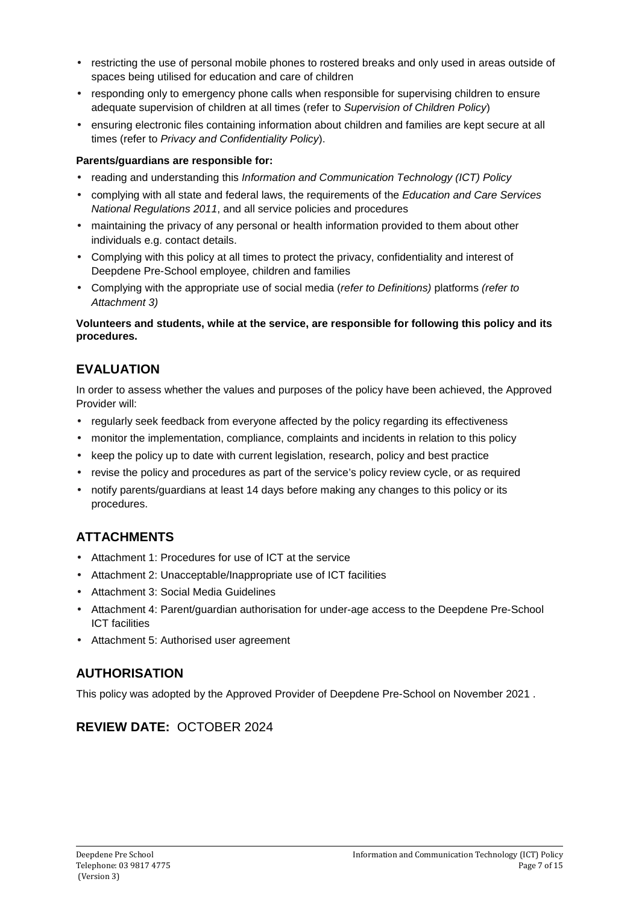- restricting the use of personal mobile phones to rostered breaks and only used in areas outside of spaces being utilised for education and care of children
- responding only to emergency phone calls when responsible for supervising children to ensure adequate supervision of children at all times (refer to *Supervision of Children Policy*)
- ensuring electronic files containing information about children and families are kept secure at all times (refer to *Privacy and Confidentiality Policy*).

**Parents/guardians are responsible for:**

- reading and understanding this *Information and Communication Technology (ICT) Policy*
- complying with all state and federal laws, the requirements of the *Education and Care Services National Regulations 2011*, and all service policies and procedures
- maintaining the privacy of any personal or health information provided to them about other individuals e.g. contact details.
- Complying with this policy at all times to protect the privacy, confidentiality and interest of Deepdene Pre-School employee, children and families
- Complying with the appropriate use of social media (*refer to Definitions)* platforms *(refer to Attachment 3)*

**Volunteers and students, while at the service, are responsible for following this policy and its procedures.**

## EVALUATION

In order to assess whether the values and purposes of the policy have been achieved, the Approved Provider will:

- regularly seek feedback from everyone affected by the policy regarding its effectiveness
- monitor the implementation, compliance, complaints and incidents in relation to this policy
- keep the policy up to date with current legislation, research, policy and best practice
- revise the policy and procedures as part of the service's policy review cycle, or as required
- notify parents/guardians at least 14 days before making any changes to this policy or its procedures.

## ATTACHMENTS

- Attachment 1: Procedures for use of ICT at the service
- Attachment 2: Unacceptable/Inappropriate use of ICT facilities
- Attachment 3: Social Media Guidelines
- Attachment 4: Parent/guardian authorisation for under-age access to the Deepdene Pre-School ICT facilities
- Attachment 5: Authorised user agreement

## AUTHORISATION

This policy was adopted by the Approved Provider of Deepdene Pre-School on November 2021 .

## REVIEW DATE: OCTOBER 2024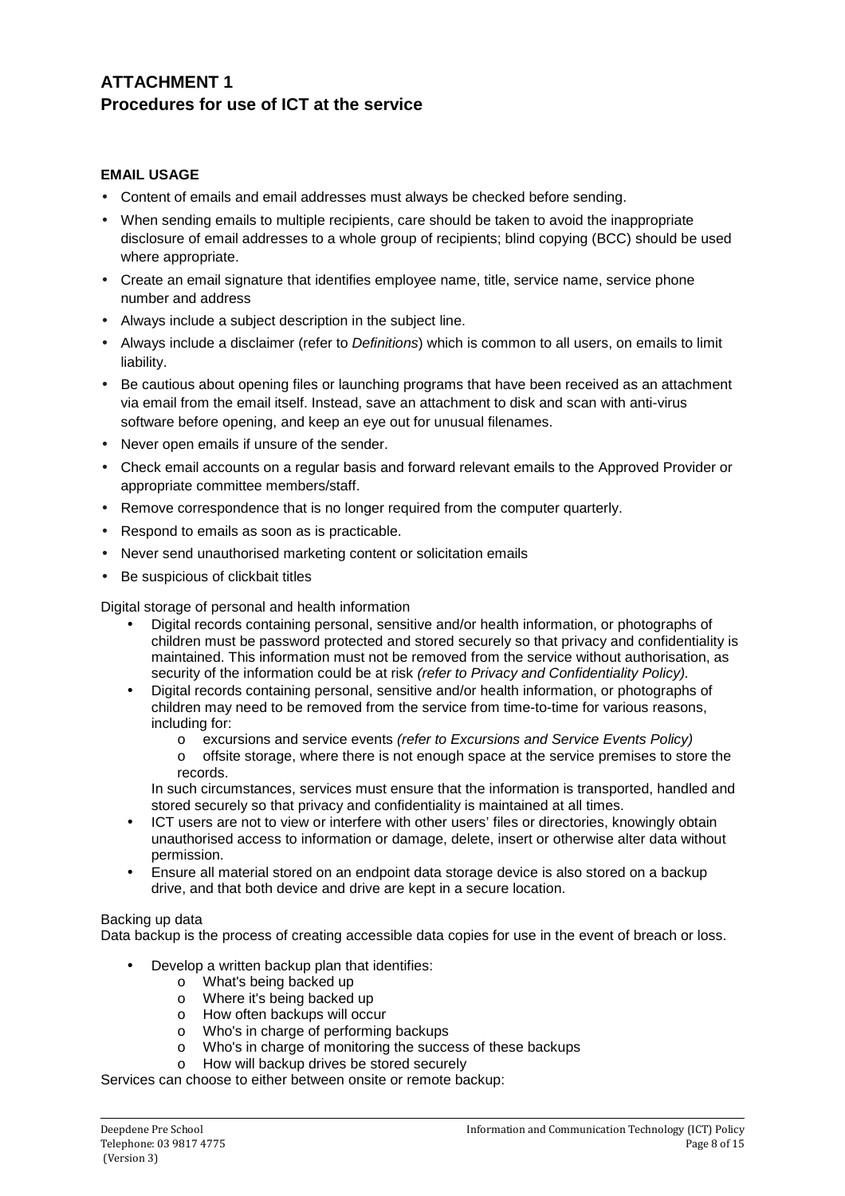## ATTACHMENT 1
## Procedures for use of ICT at the service

**EMAIL USAGE**

- Content of emails and email addresses must always be checked before sending.
- When sending emails to multiple recipients, care should be taken to avoid the inappropriate disclosure of email addresses to a whole group of recipients; blind copying (BCC) should be used where appropriate.
- Create an email signature that identifies employee name, title, service name, service phone number and address
- Always include a subject description in the subject line.
- Always include a disclaimer (refer to *Definitions*) which is common to all users, on emails to limit liability.
- Be cautious about opening files or launching programs that have been received as an attachment via email from the email itself. Instead, save an attachment to disk and scan with anti-virus software before opening, and keep an eye out for unusual filenames.
- Never open emails if unsure of the sender.
- Check email accounts on a regular basis and forward relevant emails to the Approved Provider or appropriate committee members/staff.
- Remove correspondence that is no longer required from the computer quarterly.
- Respond to emails as soon as is practicable.
- Never send unauthorised marketing content or solicitation emails
- Be suspicious of clickbait titles

Digital storage of personal and health information

- Digital records containing personal, sensitive and/or health information, or photographs of children must be password protected and stored securely so that privacy and confidentiality is maintained. This information must not be removed from the service without authorisation, as security of the information could be at risk *(refer to Privacy and Confidentiality Policy).*
- Digital records containing personal, sensitive and/or health information, or photographs of children may need to be removed from the service from time-to-time for various reasons, including for:
  - excursions and service events *(refer to Excursions and Service Events Policy)*
  - offsite storage, where there is not enough space at the service premises to store the records.

  In such circumstances, services must ensure that the information is transported, handled and stored securely so that privacy and confidentiality is maintained at all times.
- ICT users are not to view or interfere with other users' files or directories, knowingly obtain unauthorised access to information or damage, delete, insert or otherwise alter data without permission.
- Ensure all material stored on an endpoint data storage device is also stored on a backup drive, and that both device and drive are kept in a secure location.

Backing up data

Data backup is the process of creating accessible data copies for use in the event of breach or loss.

- Develop a written backup plan that identifies:
  - What's being backed up
  - Where it's being backed up
  - How often backups will occur
  - Who's in charge of performing backups
  - Who's in charge of monitoring the success of these backups
  - How will backup drives be stored securely

Services can choose to either between onsite or remote backup: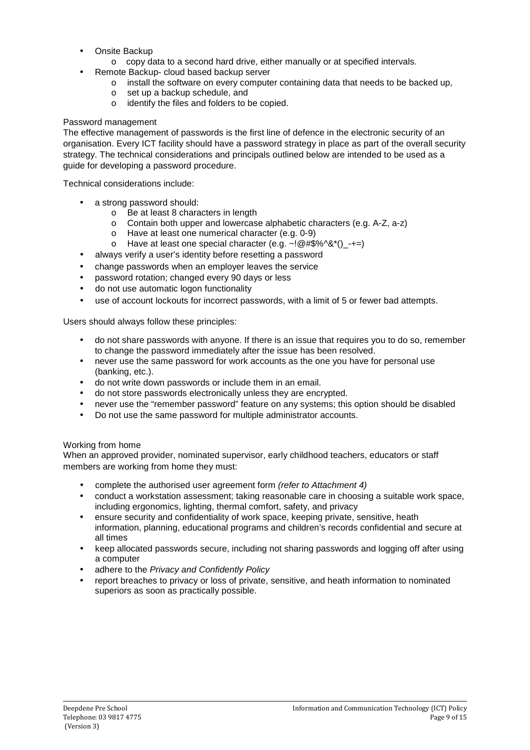- Onsite Backup
  - copy data to a second hard drive, either manually or at specified intervals.
- Remote Backup- cloud based backup server
  - install the software on every computer containing data that needs to be backed up,
  - set up a backup schedule, and
  - identify the files and folders to be copied.

Password management

The effective management of passwords is the first line of defence in the electronic security of an organisation. Every ICT facility should have a password strategy in place as part of the overall security strategy. The technical considerations and principals outlined below are intended to be used as a guide for developing a password procedure.

Technical considerations include:

- a strong password should:
  - Be at least 8 characters in length
  - Contain both upper and lowercase alphabetic characters (e.g. A-Z, a-z)
  - Have at least one numerical character (e.g. 0-9)
  - Have at least one special character (e.g. ~!@#$%^&*()_-+=)
- always verify a user's identity before resetting a password
- change passwords when an employer leaves the service
- password rotation; changed every 90 days or less
- do not use automatic logon functionality
- use of account lockouts for incorrect passwords, with a limit of 5 or fewer bad attempts.

Users should always follow these principles:

- do not share passwords with anyone. If there is an issue that requires you to do so, remember to change the password immediately after the issue has been resolved.
- never use the same password for work accounts as the one you have for personal use (banking, etc.).
- do not write down passwords or include them in an email.
- do not store passwords electronically unless they are encrypted.
- never use the "remember password" feature on any systems; this option should be disabled
- Do not use the same password for multiple administrator accounts.

Working from home

When an approved provider, nominated supervisor, early childhood teachers, educators or staff members are working from home they must:

- complete the authorised user agreement form *(refer to Attachment 4)*
- conduct a workstation assessment; taking reasonable care in choosing a suitable work space, including ergonomics, lighting, thermal comfort, safety, and privacy
- ensure security and confidentiality of work space, keeping private, sensitive, heath information, planning, educational programs and children's records confidential and secure at all times
- keep allocated passwords secure, including not sharing passwords and logging off after using a computer
- adhere to the *Privacy and Confidently Policy*
- report breaches to privacy or loss of private, sensitive, and heath information to nominated superiors as soon as practically possible.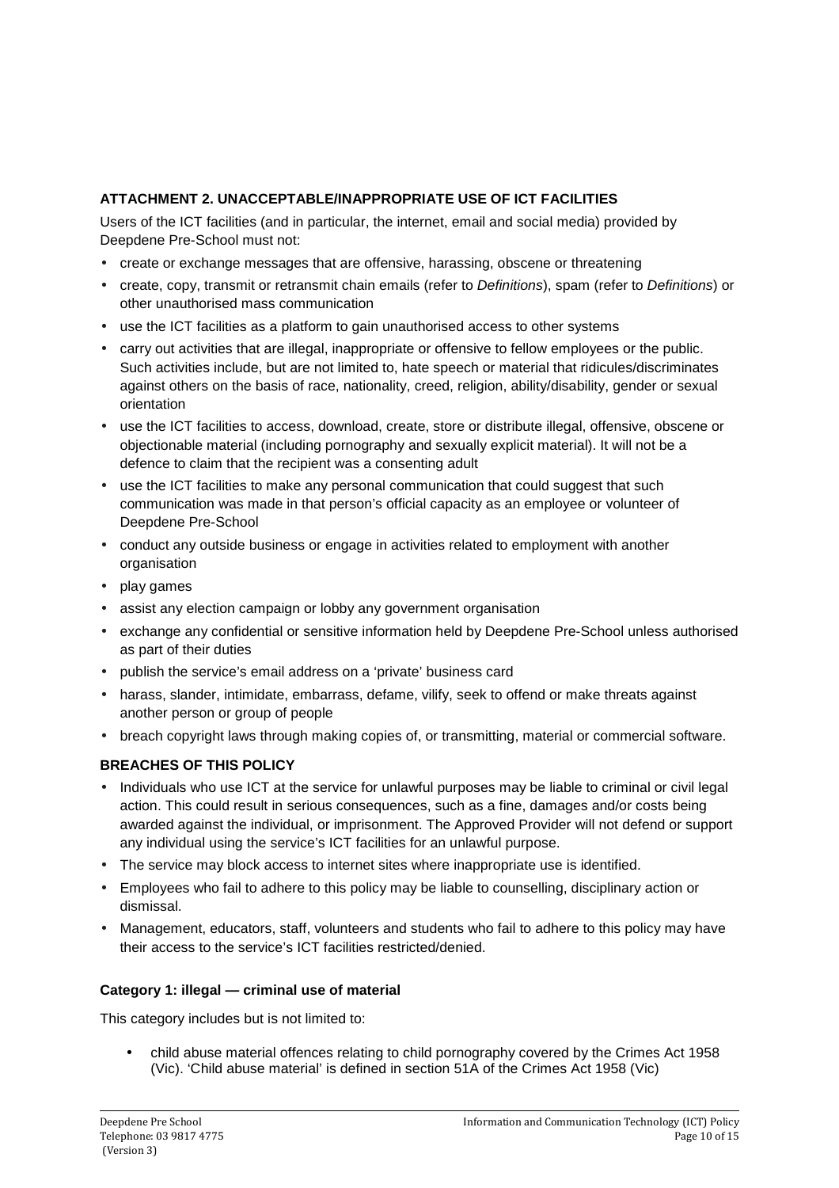### ATTACHMENT 2. UNACCEPTABLE/INAPPROPRIATE USE OF ICT FACILITIES

Users of the ICT facilities (and in particular, the internet, email and social media) provided by Deepdene Pre-School must not:

- create or exchange messages that are offensive, harassing, obscene or threatening
- create, copy, transmit or retransmit chain emails (refer to *Definitions*), spam (refer to *Definitions*) or other unauthorised mass communication
- use the ICT facilities as a platform to gain unauthorised access to other systems
- carry out activities that are illegal, inappropriate or offensive to fellow employees or the public. Such activities include, but are not limited to, hate speech or material that ridicules/discriminates against others on the basis of race, nationality, creed, religion, ability/disability, gender or sexual orientation
- use the ICT facilities to access, download, create, store or distribute illegal, offensive, obscene or objectionable material (including pornography and sexually explicit material). It will not be a defence to claim that the recipient was a consenting adult
- use the ICT facilities to make any personal communication that could suggest that such communication was made in that person's official capacity as an employee or volunteer of Deepdene Pre-School
- conduct any outside business or engage in activities related to employment with another organisation
- play games
- assist any election campaign or lobby any government organisation
- exchange any confidential or sensitive information held by Deepdene Pre-School unless authorised as part of their duties
- publish the service's email address on a 'private' business card
- harass, slander, intimidate, embarrass, defame, vilify, seek to offend or make threats against another person or group of people
- breach copyright laws through making copies of, or transmitting, material or commercial software.

### BREACHES OF THIS POLICY

- Individuals who use ICT at the service for unlawful purposes may be liable to criminal or civil legal action. This could result in serious consequences, such as a fine, damages and/or costs being awarded against the individual, or imprisonment. The Approved Provider will not defend or support any individual using the service's ICT facilities for an unlawful purpose.
- The service may block access to internet sites where inappropriate use is identified.
- Employees who fail to adhere to this policy may be liable to counselling, disciplinary action or dismissal.
- Management, educators, staff, volunteers and students who fail to adhere to this policy may have their access to the service's ICT facilities restricted/denied.

#### Category 1: illegal — criminal use of material

This category includes but is not limited to:

- child abuse material offences relating to child pornography covered by the Crimes Act 1958 (Vic). 'Child abuse material' is defined in section 51A of the Crimes Act 1958 (Vic)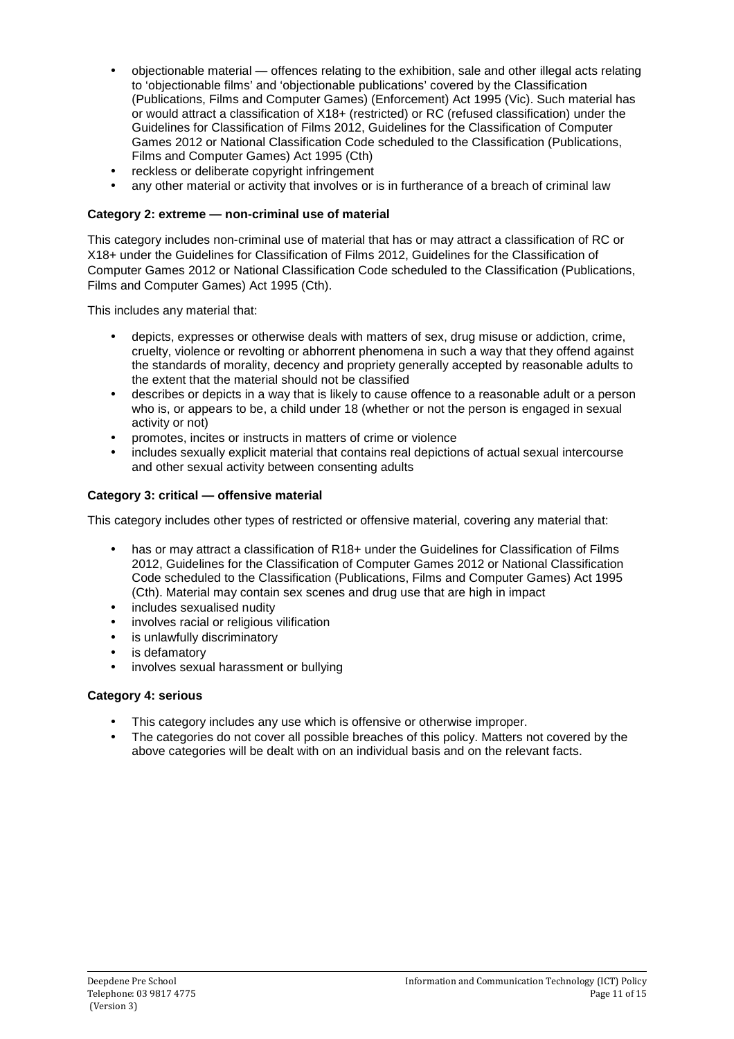- objectionable material — offences relating to the exhibition, sale and other illegal acts relating to 'objectionable films' and 'objectionable publications' covered by the Classification (Publications, Films and Computer Games) (Enforcement) Act 1995 (Vic). Such material has or would attract a classification of X18+ (restricted) or RC (refused classification) under the Guidelines for Classification of Films 2012, Guidelines for the Classification of Computer Games 2012 or National Classification Code scheduled to the Classification (Publications, Films and Computer Games) Act 1995 (Cth)
- reckless or deliberate copyright infringement
- any other material or activity that involves or is in furtherance of a breach of criminal law

**Category 2: extreme — non-criminal use of material**

This category includes non-criminal use of material that has or may attract a classification of RC or X18+ under the Guidelines for Classification of Films 2012, Guidelines for the Classification of Computer Games 2012 or National Classification Code scheduled to the Classification (Publications, Films and Computer Games) Act 1995 (Cth).

This includes any material that:

- depicts, expresses or otherwise deals with matters of sex, drug misuse or addiction, crime, cruelty, violence or revolting or abhorrent phenomena in such a way that they offend against the standards of morality, decency and propriety generally accepted by reasonable adults to the extent that the material should not be classified
- describes or depicts in a way that is likely to cause offence to a reasonable adult or a person who is, or appears to be, a child under 18 (whether or not the person is engaged in sexual activity or not)
- promotes, incites or instructs in matters of crime or violence
- includes sexually explicit material that contains real depictions of actual sexual intercourse and other sexual activity between consenting adults

**Category 3: critical — offensive material**

This category includes other types of restricted or offensive material, covering any material that:

- has or may attract a classification of R18+ under the Guidelines for Classification of Films 2012, Guidelines for the Classification of Computer Games 2012 or National Classification Code scheduled to the Classification (Publications, Films and Computer Games) Act 1995 (Cth). Material may contain sex scenes and drug use that are high in impact
- includes sexualised nudity
- involves racial or religious vilification
- is unlawfully discriminatory
- is defamatory
- involves sexual harassment or bullying

**Category 4: serious**

- This category includes any use which is offensive or otherwise improper.
- The categories do not cover all possible breaches of this policy. Matters not covered by the above categories will be dealt with on an individual basis and on the relevant facts.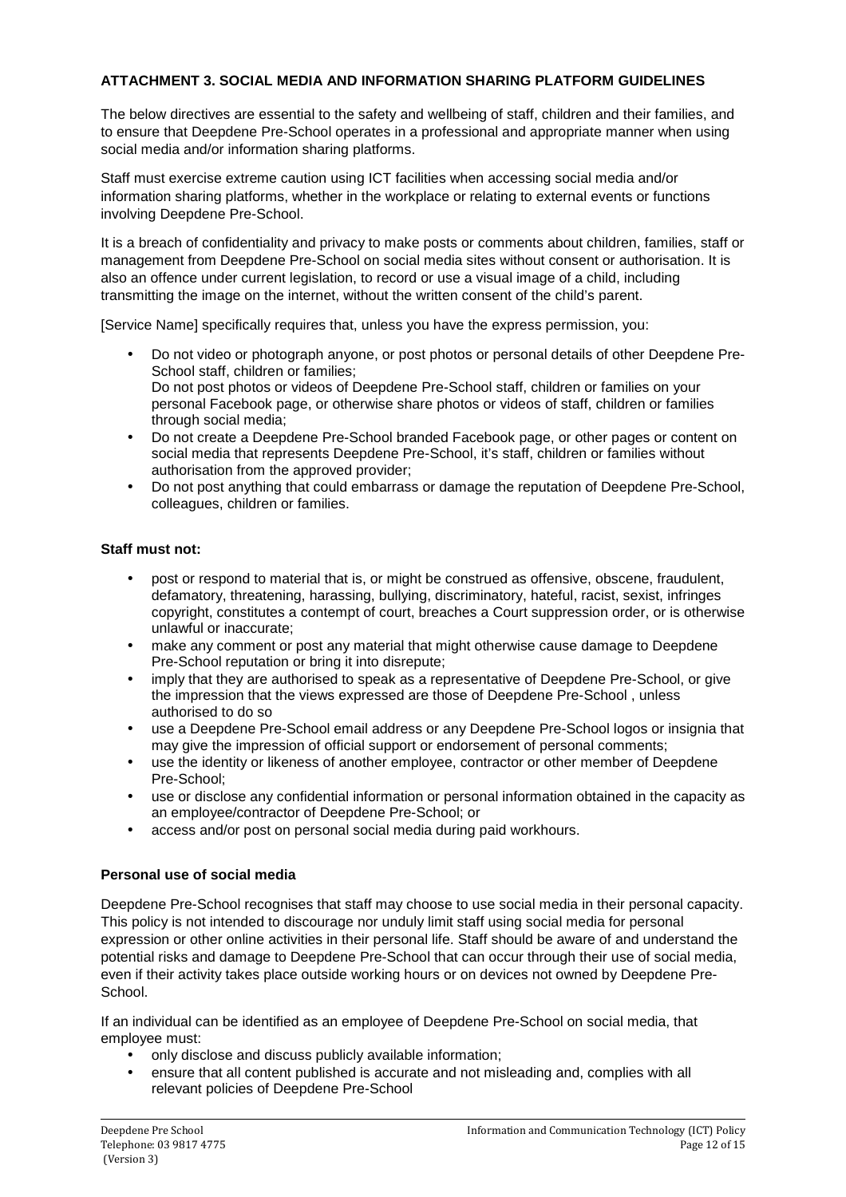**ATTACHMENT 3. SOCIAL MEDIA AND INFORMATION SHARING PLATFORM GUIDELINES**

The below directives are essential to the safety and wellbeing of staff, children and their families, and to ensure that Deepdene Pre-School operates in a professional and appropriate manner when using social media and/or information sharing platforms.

Staff must exercise extreme caution using ICT facilities when accessing social media and/or information sharing platforms, whether in the workplace or relating to external events or functions involving Deepdene Pre-School.

It is a breach of confidentiality and privacy to make posts or comments about children, families, staff or management from Deepdene Pre-School on social media sites without consent or authorisation. It is also an offence under current legislation, to record or use a visual image of a child, including transmitting the image on the internet, without the written consent of the child's parent.

[Service Name] specifically requires that, unless you have the express permission, you:

- Do not video or photograph anyone, or post photos or personal details of other Deepdene Pre-School staff, children or families;
  Do not post photos or videos of Deepdene Pre-School staff, children or families on your personal Facebook page, or otherwise share photos or videos of staff, children or families through social media;
- Do not create a Deepdene Pre-School branded Facebook page, or other pages or content on social media that represents Deepdene Pre-School, it's staff, children or families without authorisation from the approved provider;
- Do not post anything that could embarrass or damage the reputation of Deepdene Pre-School, colleagues, children or families.

**Staff must not:**

- post or respond to material that is, or might be construed as offensive, obscene, fraudulent, defamatory, threatening, harassing, bullying, discriminatory, hateful, racist, sexist, infringes copyright, constitutes a contempt of court, breaches a Court suppression order, or is otherwise unlawful or inaccurate;
- make any comment or post any material that might otherwise cause damage to Deepdene Pre-School reputation or bring it into disrepute;
- imply that they are authorised to speak as a representative of Deepdene Pre-School, or give the impression that the views expressed are those of Deepdene Pre-School , unless authorised to do so
- use a Deepdene Pre-School email address or any Deepdene Pre-School logos or insignia that may give the impression of official support or endorsement of personal comments;
- use the identity or likeness of another employee, contractor or other member of Deepdene Pre-School;
- use or disclose any confidential information or personal information obtained in the capacity as an employee/contractor of Deepdene Pre-School; or
- access and/or post on personal social media during paid workhours.

**Personal use of social media**

Deepdene Pre-School recognises that staff may choose to use social media in their personal capacity. This policy is not intended to discourage nor unduly limit staff using social media for personal expression or other online activities in their personal life. Staff should be aware of and understand the potential risks and damage to Deepdene Pre-School that can occur through their use of social media, even if their activity takes place outside working hours or on devices not owned by Deepdene Pre-School.

If an individual can be identified as an employee of Deepdene Pre-School on social media, that employee must:

- only disclose and discuss publicly available information;
- ensure that all content published is accurate and not misleading and, complies with all relevant policies of Deepdene Pre-School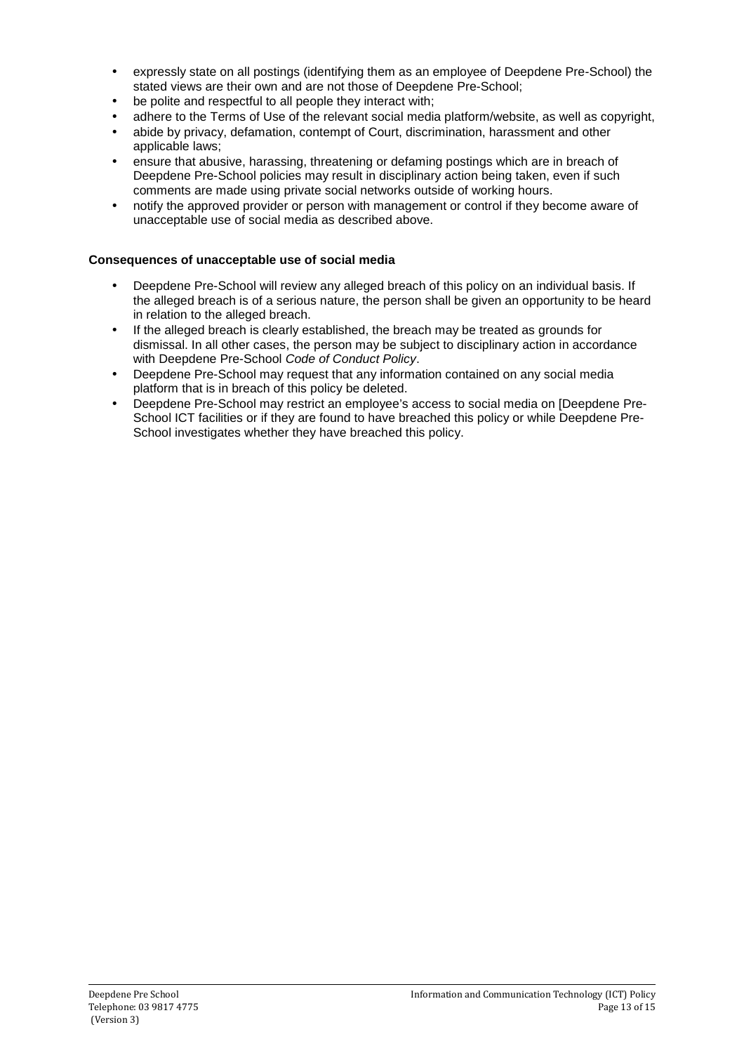- expressly state on all postings (identifying them as an employee of Deepdene Pre-School) the stated views are their own and are not those of Deepdene Pre-School;
- be polite and respectful to all people they interact with;
- adhere to the Terms of Use of the relevant social media platform/website, as well as copyright,
- abide by privacy, defamation, contempt of Court, discrimination, harassment and other applicable laws;
- ensure that abusive, harassing, threatening or defaming postings which are in breach of Deepdene Pre-School policies may result in disciplinary action being taken, even if such comments are made using private social networks outside of working hours.
- notify the approved provider or person with management or control if they become aware of unacceptable use of social media as described above.

**Consequences of unacceptable use of social media**

- Deepdene Pre-School will review any alleged breach of this policy on an individual basis. If the alleged breach is of a serious nature, the person shall be given an opportunity to be heard in relation to the alleged breach.
- If the alleged breach is clearly established, the breach may be treated as grounds for dismissal. In all other cases, the person may be subject to disciplinary action in accordance with Deepdene Pre-School *Code of Conduct Policy*.
- Deepdene Pre-School may request that any information contained on any social media platform that is in breach of this policy be deleted.
- Deepdene Pre-School may restrict an employee's access to social media on [Deepdene Pre-School ICT facilities or if they are found to have breached this policy or while Deepdene Pre-School investigates whether they have breached this policy.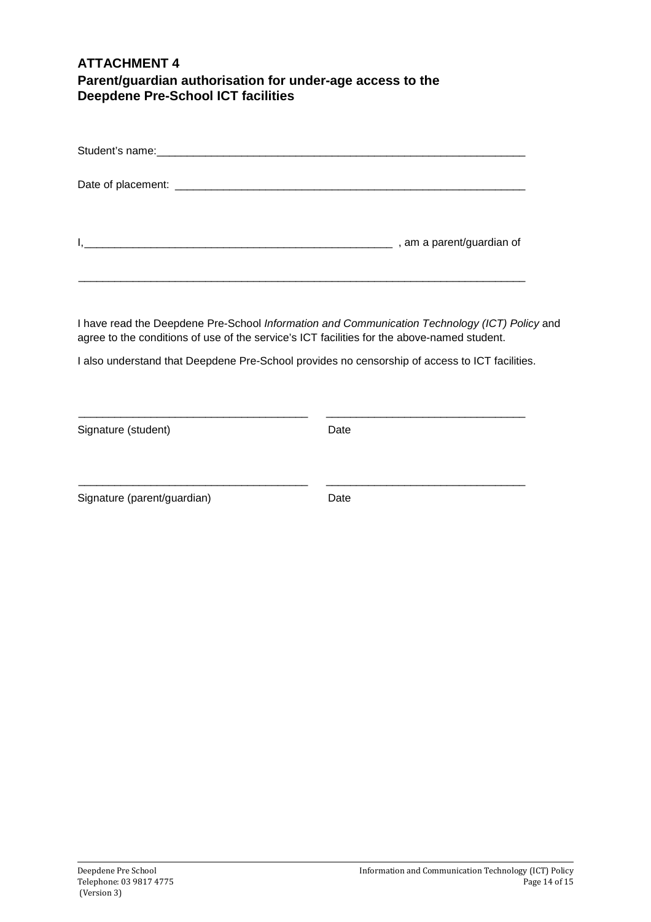## ATTACHMENT 4

### Parent/guardian authorisation for under-age access to the Deepdene Pre-School ICT facilities

Student's name:_______________________________________________________________

Date of placement: ____________________________________________________________

I,__________________________________________________ , am a parent/guardian of

___________________________________________________________________________

I have read the Deepdene Pre-School *Information and Communication Technology (ICT) Policy* and agree to the conditions of use of the service's ICT facilities for the above-named student.

I also understand that Deepdene Pre-School provides no censorship of access to ICT facilities.

_____________________________________ _______________________________

Signature (student) Date

_____________________________________ _______________________________

Signature (parent/guardian) Date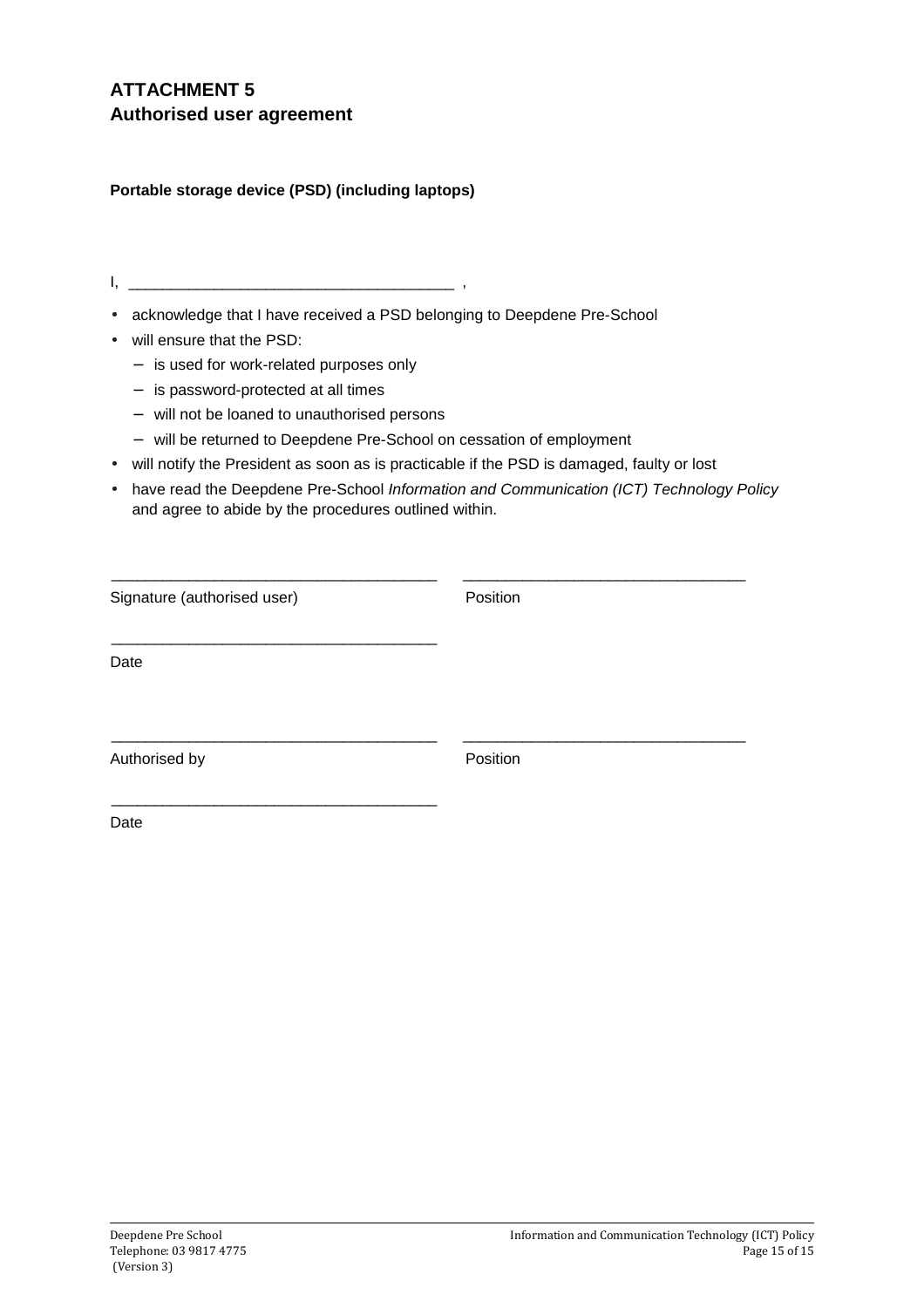# ATTACHMENT 5
## Authorised user agreement

**Portable storage device (PSD) (including laptops)**

I, ______________________________________ ,

- acknowledge that I have received a PSD belonging to Deepdene Pre-School
- will ensure that the PSD:
  - is used for work-related purposes only
  - is password-protected at all times
  - will not be loaned to unauthorised persons
  - will be returned to Deepdene Pre-School on cessation of employment
- will notify the President as soon as is practicable if the PSD is damaged, faulty or lost
- have read the Deepdene Pre-School *Information and Communication (ICT) Technology Policy* and agree to abide by the procedures outlined within.

______________________________________ ______________________________________

Signature (authorised user) Position

______________________________________

Date

______________________________________ ______________________________________

Authorised by Position

______________________________________

Date